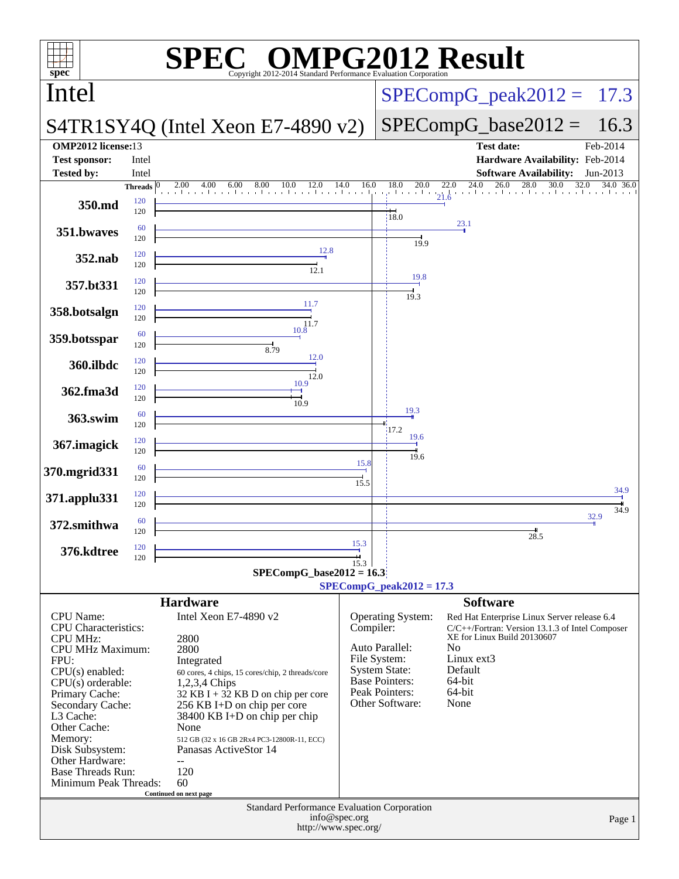# SPEC OMPG2012 Result

Copyright 2012-2014 Standard Performance Evaluation Corporation

## Intel

## S4TR1SY4Q (Intel Xeon E7-4890 v2)

SPECompG_peak2012 = 17.3

SPECompG_base2012 = 16.3

| | | | |
|---|---|---|---|
| **OMP2012 license:** | 13 | **Test date:** | Feb-2014 |
| **Test sponsor:** | Intel | **Hardware Availability:** | Feb-2014 |
| **Tested by:** | Intel | **Software Availability:** | Jun-2013 |

| Benchmark | Peak Threads | Peak Ratio | Base Threads | Base Ratio |
|---|---|---|---|---|
| 350.md | 120 | 21.6 | 120 | 18.0 |
| 351.bwaves | 60 | 23.1 | 120 | 19.9 |
| 352.nab | 120 | 12.8 | 120 | 12.1 |
| 357.bt331 | 120 | 19.8 | 120 | 19.3 |
| 358.botsalgn | 120 | 11.7 | 120 | 11.7 |
| 359.botsspar | 60 | 10.8 | 120 | 8.79 |
| 360.ilbdc | 120 | 12.0 | 120 | 12.0 |
| 362.fma3d | 120 | 10.9 | 120 | 10.9 |
| 363.swim | 60 | 19.3 | 120 | 17.2 |
| 367.imagick | 120 | 19.6 | 120 | 19.6 |
| 370.mgrid331 | 60 | 15.8 | 120 | 15.5 |
| 371.applu331 | 120 | 34.9 | 120 | 34.9 |
| 372.smithwa | 60 | 32.9 | 120 | 28.5 |
| 376.kdtree | 120 | 15.3 | 120 | 15.3 |

SPECompG_base2012 = 16.3

SPECompG_peak2012 = 17.3

## Hardware

| | |
|---|---|
| CPU Name: | Intel Xeon E7-4890 v2 |
| CPU Characteristics: | |
| CPU MHz: | 2800 |
| CPU MHz Maximum: | 2800 |
| FPU: | Integrated |
| CPU(s) enabled: | 60 cores, 4 chips, 15 cores/chip, 2 threads/core |
| CPU(s) orderable: | 1,2,3,4 Chips |
| Primary Cache: | 32 KB I + 32 KB D on chip per core |
| Secondary Cache: | 256 KB I+D on chip per core |
| L3 Cache: | 38400 KB I+D on chip per chip |
| Other Cache: | None |
| Memory: | 512 GB (32 x 16 GB 2Rx4 PC3-12800R-11, ECC) |
| Disk Subsystem: | Panasas ActiveStor 14 |
| Other Hardware: | -- |
| Base Threads Run: | 120 |
| Minimum Peak Threads: | 60 |

Continued on next page

## Software

| | |
|---|---|
| Operating System: | Red Hat Enterprise Linux Server release 6.4 |
| Compiler: | C/C++/Fortran: Version 13.1.3 of Intel Composer XE for Linux Build 20130607 |
| Auto Parallel: | No |
| File System: | Linux ext3 |
| System State: | Default |
| Base Pointers: | 64-bit |
| Peak Pointers: | 64-bit |
| Other Software: | None |

Standard Performance Evaluation Corporation
info@spec.org
http://www.spec.org/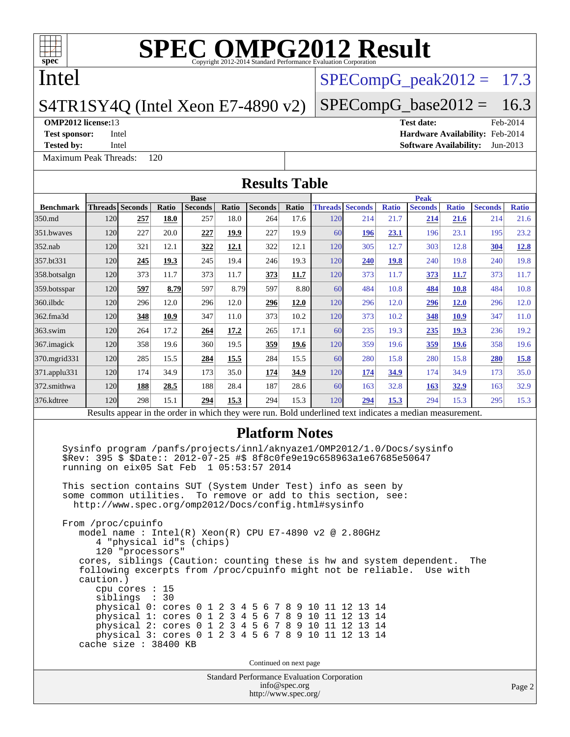# SPEC OMPG2012 Result

Copyright 2012-2014 Standard Performance Evaluation Corporation

## Intel

**S4TR1SY4Q (Intel Xeon E7-4890 v2)**

SPECompG_peak2012 = 17.3

SPECompG_base2012 = 16.3

**OMP2012 license:** 13
**Test sponsor:** Intel
**Tested by:** Intel

**Test date:** Feb-2014
**Hardware Availability:** Feb-2014
**Software Availability:** Jun-2013

Maximum Peak Threads: 120

## Results Table

| Benchmark | Base | | | | | | | Peak | | | | | | |
|---|---|---|---|---|---|---|---|---|---|---|---|---|---|---|
| | Threads | Seconds | Ratio | Seconds | Ratio | Seconds | Ratio | Threads | Seconds | Ratio | Seconds | Ratio | Seconds | Ratio |
| 350.md | 120 | **257** | **18.0** | 257 | 18.0 | 264 | 17.6 | 120 | 214 | 21.7 | **214** | **21.6** | 214 | 21.6 |
| 351.bwaves | 120 | 227 | 20.0 | **227** | **19.9** | 227 | 19.9 | 60 | **196** | **23.1** | 196 | 23.1 | 195 | 23.2 |
| 352.nab | 120 | 321 | 12.1 | **322** | **12.1** | 322 | 12.1 | 120 | 305 | 12.7 | 303 | 12.8 | **304** | **12.8** |
| 357.bt331 | 120 | **245** | **19.3** | 245 | 19.4 | 246 | 19.3 | 120 | **240** | **19.8** | 240 | 19.8 | 240 | 19.8 |
| 358.botsalgn | 120 | 373 | 11.7 | 373 | 11.7 | **373** | **11.7** | 120 | 373 | 11.7 | **373** | **11.7** | 373 | 11.7 |
| 359.botsspar | 120 | **597** | **8.79** | 597 | 8.79 | 597 | 8.80 | 60 | 484 | 10.8 | **484** | **10.8** | 484 | 10.8 |
| 360.ilbdc | 120 | 296 | 12.0 | 296 | 12.0 | **296** | **12.0** | 120 | 296 | 12.0 | **296** | **12.0** | 296 | 12.0 |
| 362.fma3d | 120 | **348** | **10.9** | 347 | 11.0 | 373 | 10.2 | 120 | 373 | 10.2 | **348** | **10.9** | 347 | 11.0 |
| 363.swim | 120 | 264 | 17.2 | **264** | **17.2** | 265 | 17.1 | 60 | 235 | 19.3 | **235** | **19.3** | 236 | 19.2 |
| 367.imagick | 120 | 358 | 19.6 | 360 | 19.5 | **359** | **19.6** | 120 | 359 | 19.6 | **359** | **19.6** | 358 | 19.6 |
| 370.mgrid331 | 120 | 285 | 15.5 | **284** | **15.5** | 284 | 15.5 | 60 | 280 | 15.8 | 280 | 15.8 | **280** | **15.8** |
| 371.applu331 | 120 | 174 | 34.9 | 173 | 35.0 | **174** | **34.9** | 120 | **174** | **34.9** | 174 | 34.9 | 173 | 35.0 |
| 372.smithwa | 120 | **188** | **28.5** | 188 | 28.4 | 187 | 28.6 | 60 | 163 | 32.8 | **163** | **32.9** | 163 | 32.9 |
| 376.kdtree | 120 | 298 | 15.1 | **294** | **15.3** | 294 | 15.3 | 120 | **294** | **15.3** | 294 | 15.3 | 295 | 15.3 |

Results appear in the order in which they were run. Bold underlined text indicates a median measurement.

## Platform Notes

```
Sysinfo program /panfs/projects/innl/aknyaze1/OMP2012/1.0/Docs/sysinfo
$Rev: 395 $ $Date:: 2012-07-25 #$ 8f8c0fe9e19c658963a1e67685e50647
running on eix05 Sat Feb  1 05:53:57 2014

This section contains SUT (System Under Test) info as seen by
some common utilities.  To remove or add to this section, see:
  http://www.spec.org/omp2012/Docs/config.html#sysinfo

From /proc/cpuinfo
   model name : Intel(R) Xeon(R) CPU E7-4890 v2 @ 2.80GHz
      4 "physical id"s (chips)
      120 "processors"
   cores, siblings (Caution: counting these is hw and system dependent.  The
   following excerpts from /proc/cpuinfo might not be reliable.  Use with
   caution.)
      cpu cores : 15
      siblings  : 30
      physical 0: cores 0 1 2 3 4 5 6 7 8 9 10 11 12 13 14
      physical 1: cores 0 1 2 3 4 5 6 7 8 9 10 11 12 13 14
      physical 2: cores 0 1 2 3 4 5 6 7 8 9 10 11 12 13 14
      physical 3: cores 0 1 2 3 4 5 6 7 8 9 10 11 12 13 14
   cache size : 38400 KB
```

Continued on next page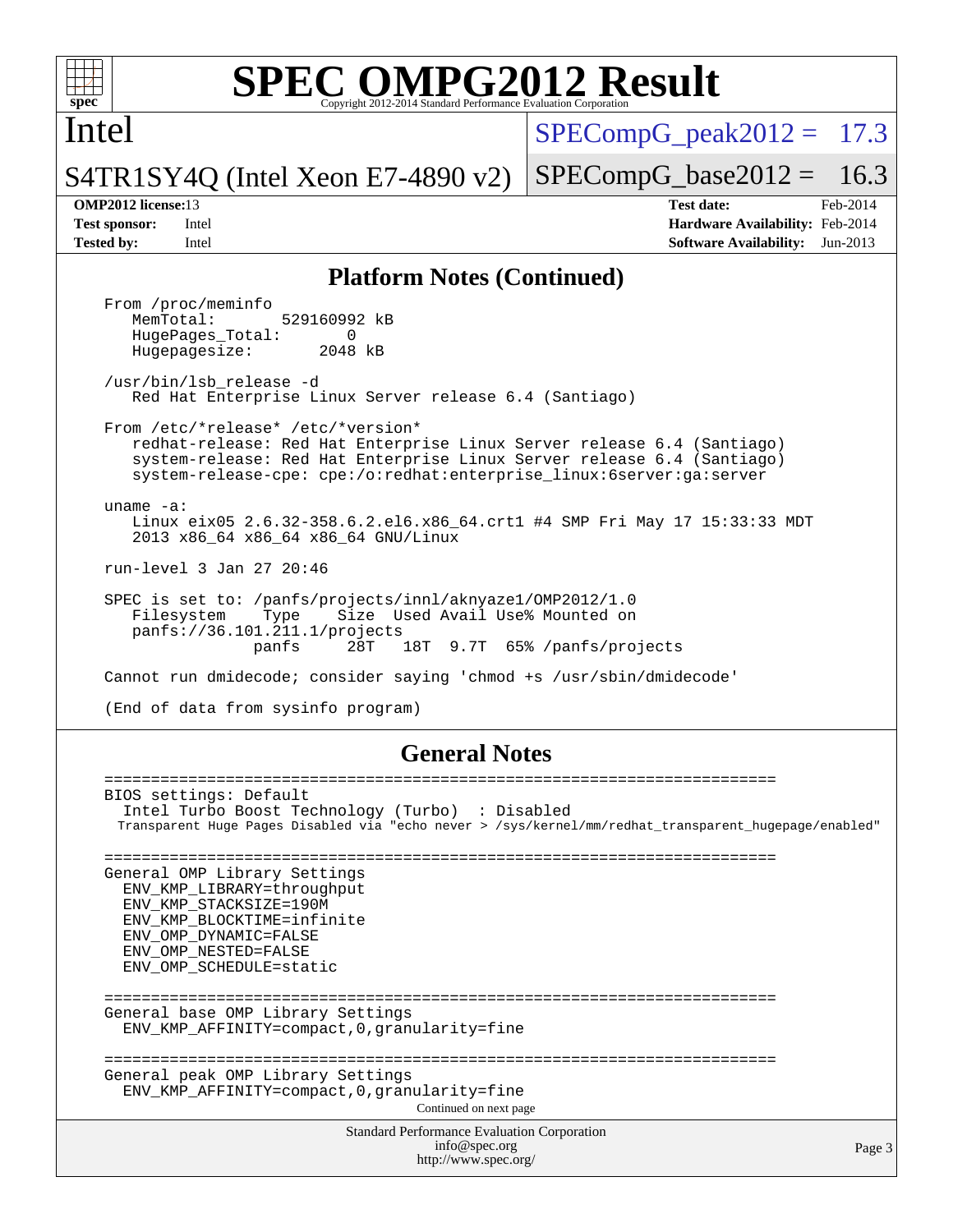# SPEC OMPG2012 Result

Copyright 2012-2014 Standard Performance Evaluation Corporation

**Intel**

**S4TR1SY4Q (Intel Xeon E7-4890 v2)**

SPECompG_peak2012 = 17.3

SPECompG_base2012 = 16.3

| | | | |
|---|---|---|---|
| **OMP2012 license:** | 13 | **Test date:** | Feb-2014 |
| **Test sponsor:** | Intel | **Hardware Availability:** | Feb-2014 |
| **Tested by:** | Intel | **Software Availability:** | Jun-2013 |

## Platform Notes (Continued)

```
From /proc/meminfo
   MemTotal:       529160992 kB
   HugePages_Total:       0
   Hugepagesize:       2048 kB

/usr/bin/lsb_release -d
   Red Hat Enterprise Linux Server release 6.4 (Santiago)

From /etc/*release* /etc/*version*
   redhat-release: Red Hat Enterprise Linux Server release 6.4 (Santiago)
   system-release: Red Hat Enterprise Linux Server release 6.4 (Santiago)
   system-release-cpe: cpe:/o:redhat:enterprise_linux:6server:ga:server

uname -a:
   Linux eix05 2.6.32-358.6.2.el6.x86_64.crt1 #4 SMP Fri May 17 15:33:33 MDT
   2013 x86_64 x86_64 x86_64 GNU/Linux

run-level 3 Jan 27 20:46

SPEC is set to: /panfs/projects/innl/aknyaze1/OMP2012/1.0
   Filesystem    Type    Size  Used Avail Use% Mounted on
   panfs://36.101.211.1/projects
                panfs     28T   18T  9.7T  65% /panfs/projects

Cannot run dmidecode; consider saying 'chmod +s /usr/sbin/dmidecode'

(End of data from sysinfo program)
```

## General Notes

```
========================================================================
BIOS settings: Default
  Intel Turbo Boost Technology (Turbo)  : Disabled
  Transparent Huge Pages Disabled via "echo never > /sys/kernel/mm/redhat_transparent_hugepage/enabled"

========================================================================
General OMP Library Settings
  ENV_KMP_LIBRARY=throughput
  ENV_KMP_STACKSIZE=190M
  ENV_KMP_BLOCKTIME=infinite
  ENV_OMP_DYNAMIC=FALSE
  ENV_OMP_NESTED=FALSE
  ENV_OMP_SCHEDULE=static

========================================================================
General base OMP Library Settings
  ENV_KMP_AFFINITY=compact,0,granularity=fine

========================================================================
General peak OMP Library Settings
  ENV_KMP_AFFINITY=compact,0,granularity=fine
```

Continued on next page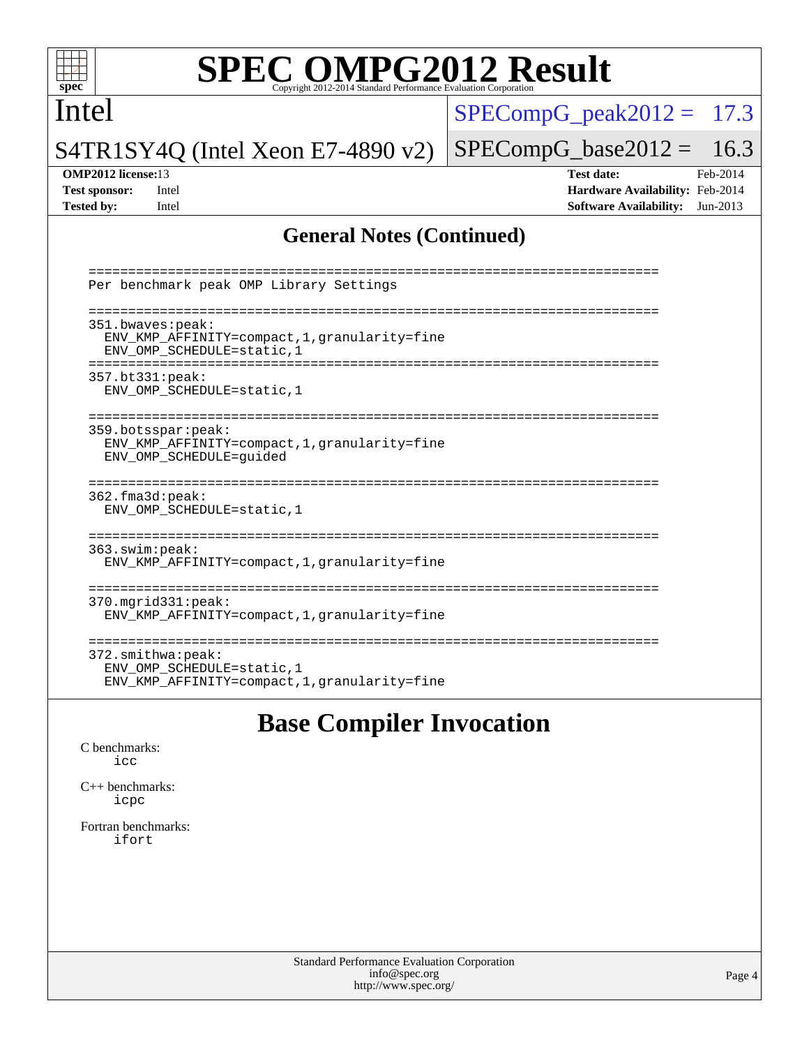# SPEC OMPG2012 Result

Intel

S4TR1SY4Q (Intel Xeon E7-4890 v2)

SPECompG_peak2012 = 17.3

SPECompG_base2012 = 16.3

**OMP2012 license:** 13
**Test sponsor:** Intel
**Tested by:** Intel

**Test date:** Feb-2014
**Hardware Availability:** Feb-2014
**Software Availability:** Jun-2013

## General Notes (Continued)

```
==========================================================================
Per benchmark peak OMP Library Settings

==========================================================================
351.bwaves:peak:
  ENV_KMP_AFFINITY=compact,1,granularity=fine
  ENV_OMP_SCHEDULE=static,1
==========================================================================
357.bt331:peak:
  ENV_OMP_SCHEDULE=static,1

==========================================================================
359.botsspar:peak:
  ENV_KMP_AFFINITY=compact,1,granularity=fine
  ENV_OMP_SCHEDULE=guided

==========================================================================
362.fma3d:peak:
  ENV_OMP_SCHEDULE=static,1

==========================================================================
363.swim:peak:
  ENV_KMP_AFFINITY=compact,1,granularity=fine

==========================================================================
370.mgrid331:peak:
  ENV_KMP_AFFINITY=compact,1,granularity=fine

==========================================================================
372.smithwa:peak:
  ENV_OMP_SCHEDULE=static,1
  ENV_KMP_AFFINITY=compact,1,granularity=fine
```

## Base Compiler Invocation

C benchmarks:
    icc

C++ benchmarks:
    icpc

Fortran benchmarks:
    ifort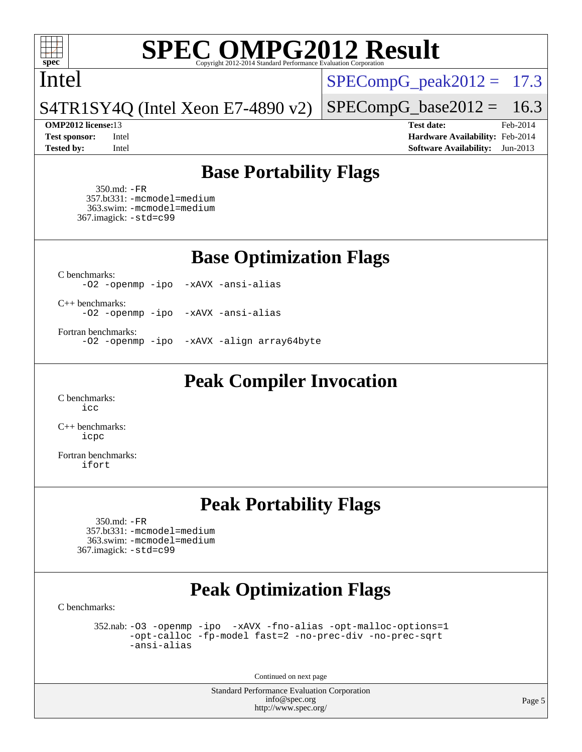# SPEC OMPG2012 Result

Copyright 2012-2014 Standard Performance Evaluation Corporation

**Intel**

**S4TR1SY4Q (Intel Xeon E7-4890 v2)**

SPECompG_peak2012 = 17.3

SPECompG_base2012 = 16.3

**OMP2012 license:** 13
**Test sponsor:** Intel
**Tested by:** Intel

**Test date:** Feb-2014
**Hardware Availability:** Feb-2014
**Software Availability:** Jun-2013

## Base Portability Flags

350.md: -FR
357.bt331: -mcmodel=medium
363.swim: -mcmodel=medium
367.imagick: -std=c99

## Base Optimization Flags

C benchmarks:
-O2 -openmp -ipo -xAVX -ansi-alias

C++ benchmarks:
-O2 -openmp -ipo -xAVX -ansi-alias

Fortran benchmarks:
-O2 -openmp -ipo -xAVX -align array64byte

## Peak Compiler Invocation

C benchmarks:
icc

C++ benchmarks:
icpc

Fortran benchmarks:
ifort

## Peak Portability Flags

350.md: -FR
357.bt331: -mcmodel=medium
363.swim: -mcmodel=medium
367.imagick: -std=c99

## Peak Optimization Flags

C benchmarks:

352.nab: -O3 -openmp -ipo -xAVX -fno-alias -opt-malloc-options=1 -opt-calloc -fp-model fast=2 -no-prec-div -no-prec-sqrt -ansi-alias

Continued on next page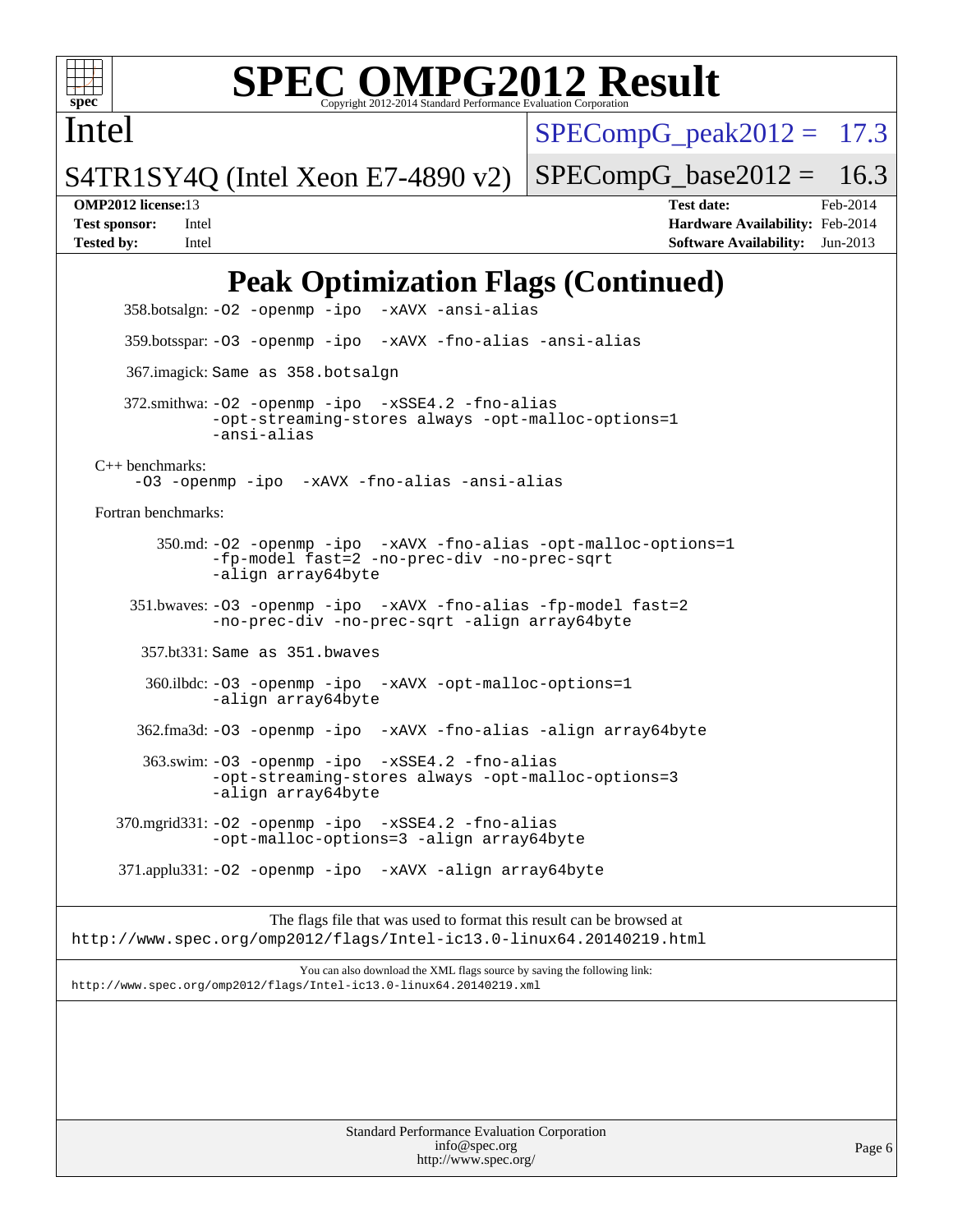# SPEC OMPG2012 Result

Copyright 2012-2014 Standard Performance Evaluation Corporation

**Intel**

**S4TR1SY4Q (Intel Xeon E7-4890 v2)**

SPECompG_peak2012 = 17.3

SPECompG_base2012 = 16.3

| | | | |
|---|---|---|---|
| **OMP2012 license:** | 13 | **Test date:** | Feb-2014 |
| **Test sponsor:** | Intel | **Hardware Availability:** | Feb-2014 |
| **Tested by:** | Intel | **Software Availability:** | Jun-2013 |

## Peak Optimization Flags (Continued)

358.botsalgn: -O2 -openmp -ipo -xAVX -ansi-alias

359.botsspar: -O3 -openmp -ipo -xAVX -fno-alias -ansi-alias

367.imagick: Same as 358.botsalgn

372.smithwa: -O2 -openmp -ipo -xSSE4.2 -fno-alias -opt-streaming-stores always -opt-malloc-options=1 -ansi-alias

C++ benchmarks:

-O3 -openmp -ipo -xAVX -fno-alias -ansi-alias

Fortran benchmarks:

350.md: -O2 -openmp -ipo -xAVX -fno-alias -opt-malloc-options=1 -fp-model fast=2 -no-prec-div -no-prec-sqrt -align array64byte

351.bwaves: -O3 -openmp -ipo -xAVX -fno-alias -fp-model fast=2 -no-prec-div -no-prec-sqrt -align array64byte

357.bt331: Same as 351.bwaves

360.ilbdc: -O3 -openmp -ipo -xAVX -opt-malloc-options=1 -align array64byte

362.fma3d: -O3 -openmp -ipo -xAVX -fno-alias -align array64byte

363.swim: -O3 -openmp -ipo -xSSE4.2 -fno-alias -opt-streaming-stores always -opt-malloc-options=3 -align array64byte

370.mgrid331: -O2 -openmp -ipo -xSSE4.2 -fno-alias -opt-malloc-options=3 -align array64byte

371.applu331: -O2 -openmp -ipo -xAVX -align array64byte

The flags file that was used to format this result can be browsed at
http://www.spec.org/omp2012/flags/Intel-ic13.0-linux64.20140219.html

You can also download the XML flags source by saving the following link:
http://www.spec.org/omp2012/flags/Intel-ic13.0-linux64.20140219.xml

Standard Performance Evaluation Corporation
info@spec.org
http://www.spec.org/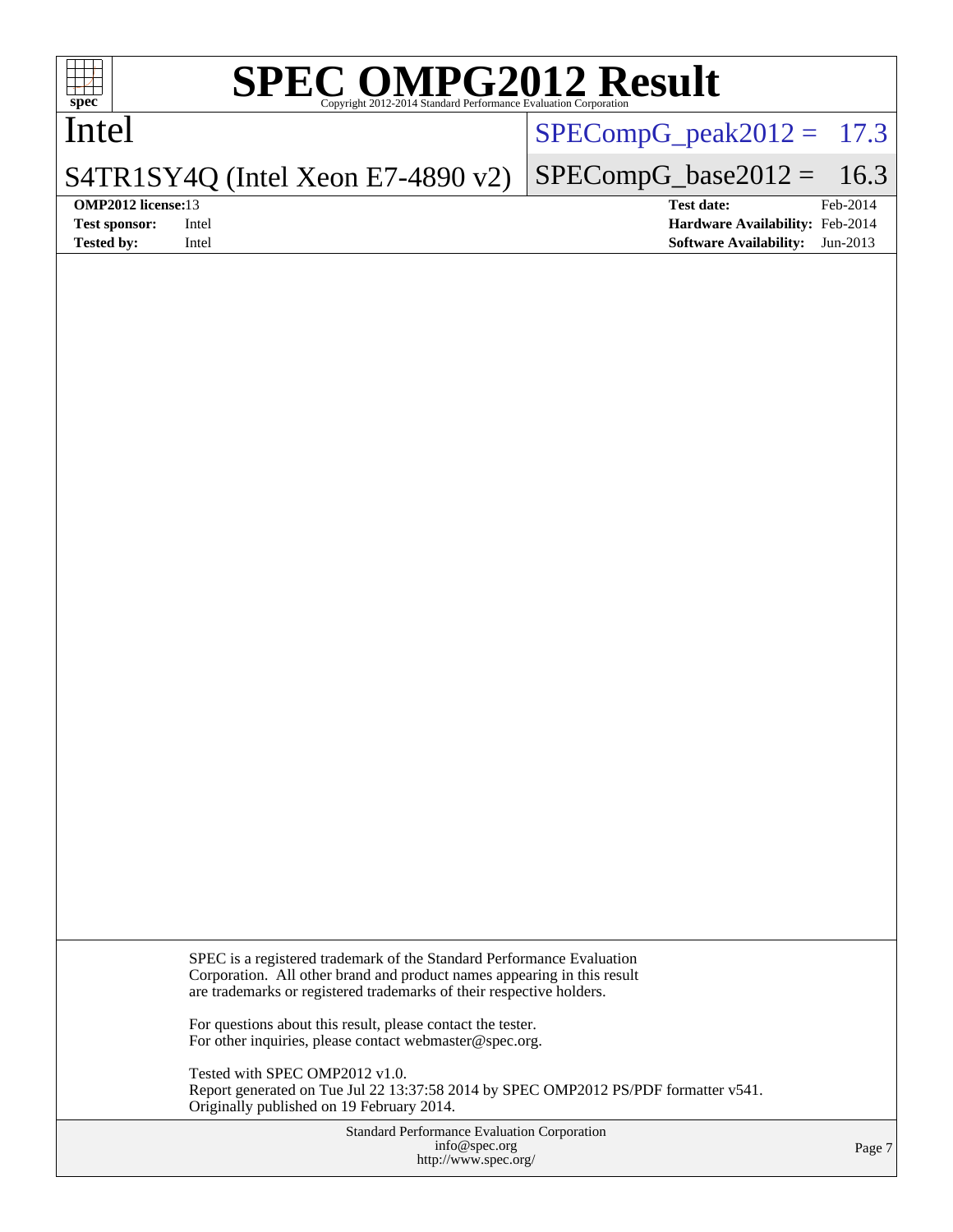SPEC is a registered trademark of the Standard Performance Evaluation Corporation. All other brand and product names appearing in this result are trademarks or registered trademarks of their respective holders.

For questions about this result, please contact the tester.
For other inquiries, please contact webmaster@spec.org.

Tested with SPEC OMP2012 v1.0.
Report generated on Tue Jul 22 13:37:58 2014 by SPEC OMP2012 PS/PDF formatter v541.
Originally published on 19 February 2014.